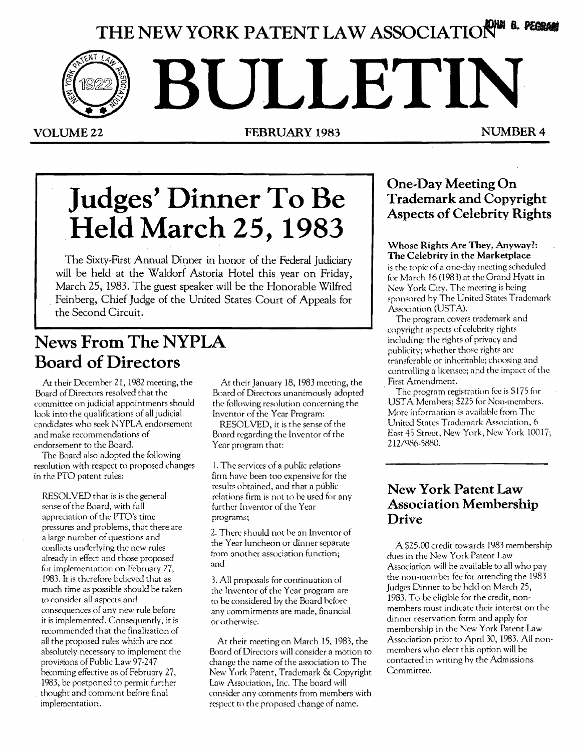# THE NEW YORK PATENT LAW ASSOCIATION

# BULLETIN

**VOLUME 22** | **FEBRUARY 1983** | **NUMBER 4**

## Judges' Dinner To Be Held March 25, 1983

The Sixty-First Annual Dinner in honor of the Federal Judiciary will be held at the Waldorf Astoria Hotel this year on Friday, March 25, 1983. The guest speaker will be the Honorable Wilfred Feinberg, Chief Judge of the United States Court of Appeals for the Second Circuit.

## News From The NYPLA Board of Directors

At their December 21, 1982 meeting, the Board of Directors resolved that the committee on judicial appointments should look into the qualifications of all judicial candidates who seek NYPLA endorsement and make recommendations of endorsement to the Board.

The Board also adopted the following resolution with respect to proposed changes in the PTO patent rules:

RESOLVED that is is the general sense of the Board, with full appreciation of the PTO's time pressures and problems, that there are a large number of questions and conflicts underlying the new rules already in effect and those proposed for implementation on February 27, 1983. It is therefore believed that as much time as possible should be taken to consider all aspects and consequences of any new rule before it is implemented. Consequently, it is recommended that the finalization of all the proposed rules which are not absolutely necessary to implement the provisions of Public Law 97-247 becoming effective as of February 27, 1983, be postponed to permit further thought and comment before final implementation.

At their January 18, 1983 meeting, the Board of Directors unanimously adopted the following resolution concerning the Inventor of the Year Program:

RESOLVED, it is the sense of the Board regarding the Inventor of the Year program that:

1. The services of a public relations firm have been too expensive for the results obtained, and that a public relations firm is not to be used for any further Inventor of the Year programs;
2. There should not be an Inventor of the Year luncheon or dinner separate from another association function; and
3. All proposals for continuation of the Inventor of the Year program are to be considered by the Board before any commitments are made, financial or otherwise.

At their meeting on March 15, 1983, the Board of Directors will consider a motion to change the name of the association to The New York Patent, Trademark & Copyright Law Association, Inc. The board will consider any comments from members with respect to the proposed change of name.

## One-Day Meeting On Trademark and Copyright Aspects of Celebrity Rights

**Whose Rights Are They, Anyway?: The Celebrity in the Marketplace** is the topic of a one-day meeting scheduled for March 16 (1983) at the Grand Hyatt in New York City. The meeting is being sponsored by The United States Trademark Association (USTA).

The program covers trademark and copyright aspects of celebrity rights including: the rights of privacy and publicity; whether those rights are transferable or inheritable; choosing and controlling a licensee; and the impact of the First Amendment.

The program registration fee is $175 for USTA Members; $225 for Non-members. More information is available from The United States Trademark Association, 6 East 45 Street, New York, New York 10017; 212/986-5880.

## New York Patent Law Association Membership Drive

A $25.00 credit towards 1983 membership dues in the New York Patent Law Association will be available to all who pay the non-member fee for attending the 1983 Judges Dinner to be held on March 25, 1983. To be eligible for the credit, non-members must indicate their interest on the dinner reservation form and apply for membership in the New York Patent Law Association prior to April 30, 1983. All non-members who elect this option will be contacted in writing by the Admissions Committee.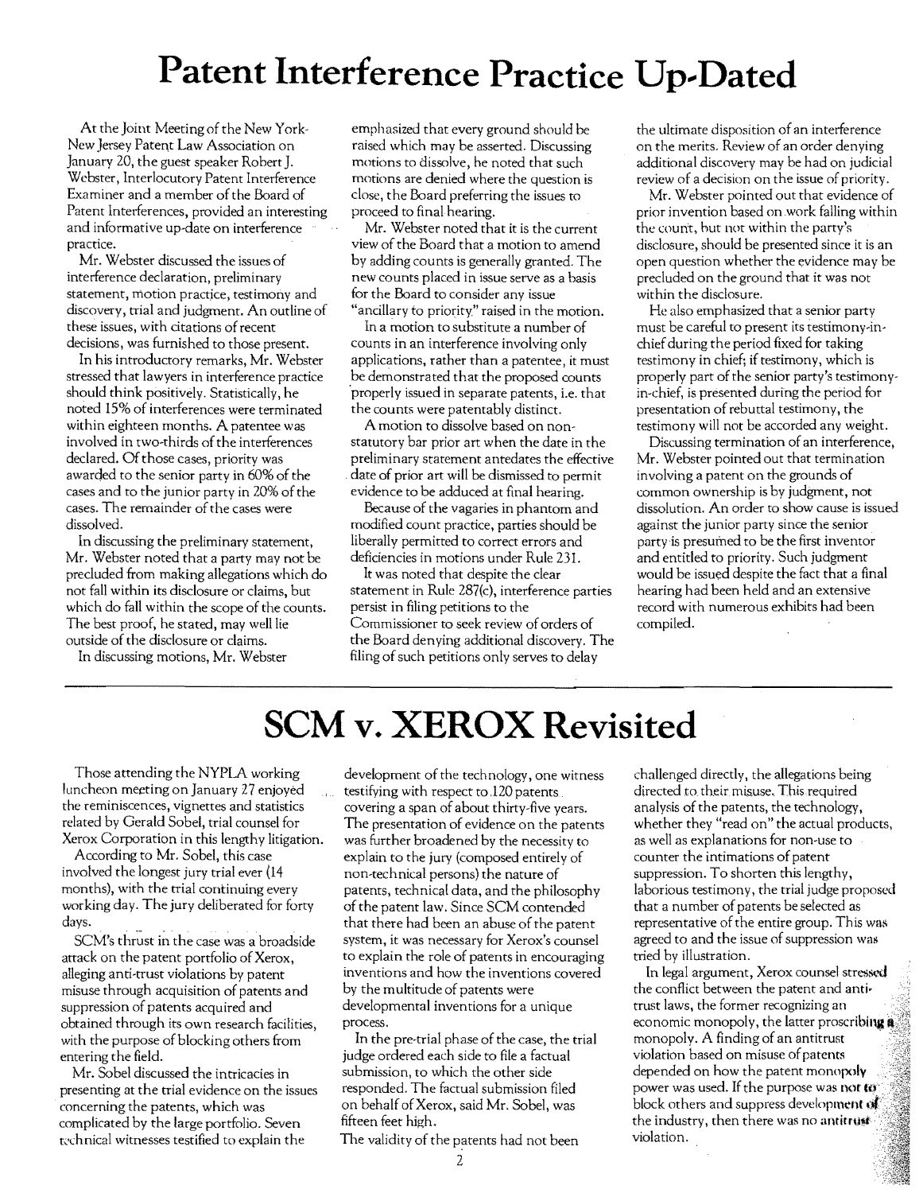# Patent Interference Practice Up-Dated

At the Joint Meeting of the New York-New Jersey Patent Law Association on January 20, the guest speaker Robert J. Webster, Interlocutory Patent Interference Examiner and a member of the Board of Patent Interferences, provided an interesting and informative up-date on interference practice.

Mr. Webster discussed the issues of interference declaration, preliminary statement, motion practice, testimony and discovery, trial and judgment. An outline of these issues, with citations of recent decisions, was furnished to those present.

In his introductory remarks, Mr. Webster stressed that lawyers in interference practice should think positively. Statistically, he noted 15% of interferences were terminated within eighteen months. A patentee was involved in two-thirds of the interferences declared. Of those cases, priority was awarded to the senior party in 60% of the cases and to the junior party in 20% of the cases. The remainder of the cases were dissolved.

In discussing the preliminary statement, Mr. Webster noted that a party may not be precluded from making allegations which do not fall within its disclosure or claims, but which do fall within the scope of the counts. The best proof, he stated, may well lie outside of the disclosure or claims.

In discussing motions, Mr. Webster emphasized that every ground should be raised which may be asserted. Discussing motions to dissolve, he noted that such motions are denied where the question is close, the Board preferring the issues to proceed to final hearing.

Mr. Webster noted that it is the current view of the Board that a motion to amend by adding counts is generally granted. The new counts placed in issue serve as a basis for the Board to consider any issue "ancillary to priority" raised in the motion.

In a motion to substitute a number of counts in an interference involving only applications, rather than a patentee, it must be demonstrated that the proposed counts properly issued in separate patents, i.e. that the counts were patentably distinct.

A motion to dissolve based on non-statutory bar prior art when the date in the preliminary statement antedates the effective date of prior art will be dismissed to permit evidence to be adduced at final hearing.

Because of the vagaries in phantom and modified count practice, parties should be liberally permitted to correct errors and deficiencies in motions under Rule 231.

It was noted that despite the clear statement in Rule 287(c), interference parties persist in filing petitions to the Commissioner to seek review of orders of the Board denying additional discovery. The filing of such petitions only serves to delay the ultimate disposition of an interference on the merits. Review of an order denying additional discovery may be had on judicial review of a decision on the issue of priority.

Mr. Webster pointed out that evidence of prior invention based on work falling within the count, but not within the party's disclosure, should be presented since it is an open question whether the evidence may be precluded on the ground that it was not within the disclosure.

He also emphasized that a senior party must be careful to present its testimony-in-chief during the period fixed for taking testimony in chief; if testimony, which is properly part of the senior party's testimony-in-chief, is presented during the period for presentation of rebuttal testimony, the testimony will not be accorded any weight.

Discussing termination of an interference, Mr. Webster pointed out that termination involving a patent on the grounds of common ownership is by judgment, not dissolution. An order to show cause is issued against the junior party since the senior party is presumed to be the first inventor and entitled to priority. Such judgment would be issued despite the fact that a final hearing had been held and an extensive record with numerous exhibits had been compiled.

# SCM v. XEROX Revisited

Those attending the NYPLA working luncheon meeting on January 27 enjoyed the reminiscences, vignettes and statistics related by Gerald Sobel, trial counsel for Xerox Corporation in this lengthy litigation.

According to Mr. Sobel, this case involved the longest jury trial ever (14 months), with the trial continuing every working day. The jury deliberated for forty days.

SCM's thrust in the case was a broadside attack on the patent portfolio of Xerox, alleging anti-trust violations by patent misuse through acquisition of patents and suppression of patents acquired and obtained through its own research facilities, with the purpose of blocking others from entering the field.

Mr. Sobel discussed the intricacies in presenting at the trial evidence on the issues concerning the patents, which was complicated by the large portfolio. Seven technical witnesses testified to explain the development of the technology, one witness testifying with respect to 120 patents covering a span of about thirty-five years. The presentation of evidence on the patents was further broadened by the necessity to explain to the jury (composed entirely of non-technical persons) the nature of patents, technical data, and the philosophy of the patent law. Since SCM contended that there had been an abuse of the patent system, it was necessary for Xerox's counsel to explain the role of patents in encouraging inventions and how the inventions covered by the multitude of patents were developmental inventions for a unique process.

In the pre-trial phase of the case, the trial judge ordered each side to file a factual submission, to which the other side responded. The factual submission filed on behalf of Xerox, said Mr. Sobel, was fifteen feet high.

The validity of the patents had not been challenged directly, the allegations being directed to their misuse. This required analysis of the patents, the technology, whether they "read on" the actual products, as well as explanations for non-use to counter the intimations of patent suppression. To shorten this lengthy, laborious testimony, the trial judge proposed that a number of patents be selected as representative of the entire group. This was agreed to and the issue of suppression was tried by illustration.

In legal argument, Xerox counsel stressed the conflict between the patent and anti-trust laws, the former recognizing an economic monopoly, the latter proscribing a monopoly. A finding of an antitrust violation based on misuse of patents depended on how the patent monopoly power was used. If the purpose was not to block others and suppress development of the industry, then there was no antitrust violation.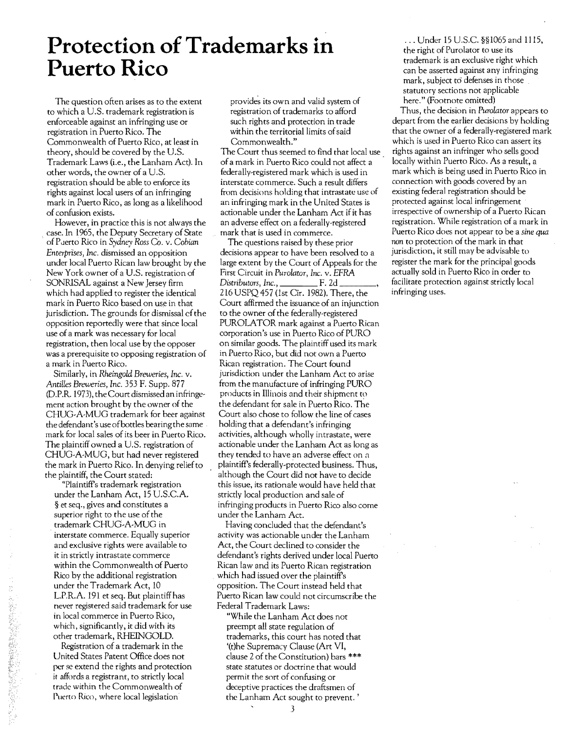# Protection of Trademarks in Puerto Rico

The question often arises as to the extent to which a U.S. trademark registration is enforceable against an infringing use or registration in Puerto Rico. The Commonwealth of Puerto Rico, at least in theory, should be covered by the U.S. Trademark Laws (i.e., the Lanham Act). In other words, the owner of a U.S. registration should be able to enforce its rights against local users of an infringing mark in Puerto Rico, as long as a likelihood of confusion exists.

However, in practice this is not always the case. In 1965, the Deputy Secretary of State of Puerto Rico in *Sydney Ross Co. v. Cobian Enterprises, Inc.* dismissed an opposition under local Puerto Rican law brought by the New York owner of a U.S. registration of SONRISAL against a New Jersey firm which had applied to register the identical mark in Puerto Rico based on use in that jurisdiction. The grounds for dismissal of the opposition reportedly were that since local use of a mark was necessary for local registration, then local use by the opposer was a prerequisite to opposing registration of a mark in Puerto Rico.

Similarly, in *Rheingold Breweries, Inc. v. Antilles Breweries, Inc.* 353 F. Supp. 877 (D.P.R. 1973), the Court dismissed an infringement action brought by the owner of the CHUG-A-MUG trademark for beer against the defendant's use of bottles bearing the same mark for local sales of its beer in Puerto Rico. The plaintiff owned a U.S. registration of CHUG-A-MUG, but had never registered the mark in Puerto Rico. In denying relief to the plaintiff, the Court stated:

> "Plaintiff's trademark registration under the Lanham Act, 15 U.S.C.A. § et seq., gives and constitutes a superior right to the use of the trademark CHUG-A-MUG in interstate commerce. Equally superior and exclusive rights were available to it in strictly intrastate commerce within the Commonwealth of Puerto Rico by the additional registration under the Trademark Act, 10 L.P.R.A. 191 et seq. But plaintiff has never registered said trademark for use in local commerce in Puerto Rico, which, significantly, it did with its other trademark, RHEINGOLD.
>
> Registration of a trademark in the United States Patent Office does not per se extend the rights and protection it affords a registrant, to strictly local trade within the Commonwealth of Puerto Rico, where local legislation provides its own and valid system of registration of trademarks to afford such rights and protection in trade within the territorial limits of said Commonwealth."

The Court thus seemed to find that local use of a mark in Puerto Rico could not affect a federally-registered mark which is used in interstate commerce. Such a result differs from decisions holding that intrastate use of an infringing mark in the United States is actionable under the Lanham Act if it has an adverse effect on a federally-registered mark that is used in commerce.

The questions raised by these prior decisions appear to have been resolved to a large extent by the Court of Appeals for the First Circuit in *Purolator, Inc. v. EFRA Distributors, Inc.*, ________ F. 2d ________, 216 USPQ 457 (1st Cir. 1982). There, the Court affirmed the issuance of an injunction to the owner of the federally-registered PUROLATOR mark against a Puerto Rican corporation's use in Puerto Rico of PURO on similar goods. The plaintiff used its mark in Puerto Rico, but did not own a Puerto Rican registration. The Court found jurisdiction under the Lanham Act to arise from the manufacture of infringing PURO products in Illinois and their shipment to the defendant for sale in Puerto Rico. The Court also chose to follow the line of cases holding that a defendant's infringing activities, although wholly intrastate, were actionable under the Lanham Act as long as they tended to have an adverse effect on a plaintiff's federally-protected business. Thus, although the Court did not have to decide this issue, its rationale would have held that strictly local production and sale of infringing products in Puerto Rico also come under the Lanham Act.

Having concluded that the defendant's activity was actionable under the Lanham Act, the Court declined to consider the defendant's rights derived under local Puerto Rican law and its Puerto Rican registration which had issued over the plaintiff's opposition. The Court instead held that Puerto Rican law could not circumscribe the Federal Trademark Laws:

> "While the Lanham Act does not preempt all state regulation of trademarks, this court has noted that '(t)he Supremacy Clause (Art VI, clause 2 of the Constitution) bars *** state statutes or doctrine that would permit the sort of confusing or deceptive practices the draftsmen of the Lanham Act sought to prevent.'
>
> . . . Under 15 U.S.C. §§1065 and 1115, the right of Purolator to use its trademark is an exclusive right which can be asserted against any infringing mark, subject to defenses in those statutory sections not applicable here." (Footnote omitted)

Thus, the decision in *Purolator* appears to depart from the earlier decisions by holding that the owner of a federally-registered mark which is used in Puerto Rico can assert its rights against an infringer who sells good locally within Puerto Rico. As a result, a mark which is being used in Puerto Rico in connection with goods covered by an existing federal registration should be protected against local infringement irrespective of ownership of a Puerto Rican registration. While registration of a mark in Puerto Rico does not appear to be a *sine qua non* to protection of the mark in that jurisdiction, it still may be advisable to register the mark for the principal goods actually sold in Puerto Rico in order to facilitate protection against strictly local infringing uses.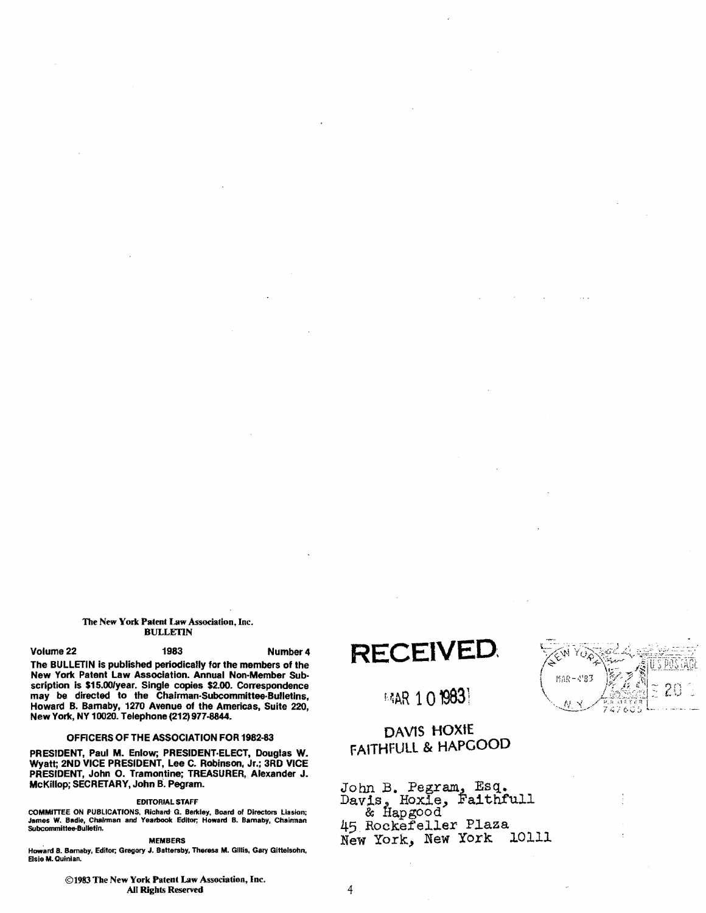The New York Patent Law Association, Inc.
BULLETIN

**Volume 22 — 1983 — Number 4**

**The BULLETIN is published periodically for the members of the New York Patent Law Association. Annual Non-Member Subscription is $15.00/year. Single copies $2.00. Correspondence may be directed to the Chairman-Subcommittee-Bulletins, Howard B. Barnaby, 1270 Avenue of the Americas, Suite 220, New York, NY 10020. Telephone (212) 977-8844.**

**OFFICERS OF THE ASSOCIATION FOR 1982-83**

**PRESIDENT, Paul M. Enlow; PRESIDENT-ELECT, Douglas W. Wyatt; 2ND VICE PRESIDENT, Lee C. Robinson, Jr.; 3RD VICE PRESIDENT, John O. Tramontine; TREASURER, Alexander J. McKillop; SECRETARY, John B. Pegram.**

**EDITORIAL STAFF**

**COMMITTEE ON PUBLICATIONS, Richard G. Berkley, Board of Directors Liaison; James W. Badie, Chairman and Yearbook Editor; Howard B. Barnaby, Chairman Subcommittee-Bulletin.**

**MEMBERS**

**Howard B. Barnaby, Editor; Gregory J. Battersby, Theresa M. Gillis, Gary Gittelsohn, Elsie M. Quinlan.**

©1983 The New York Patent Law Association, Inc.
All Rights Reserved

**RECEIVED**

MAR 10 1983

DAVIS HOXIE
FAITHFULL & HAPGOOD

NEW YORK
MAR-4'83
N.Y.
U.S. POSTAGE
20

John B. Pegram, Esq.
Davis, Hoxie, Faithfull
& Hapgood
45 Rockefeller Plaza
New York, New York 10111